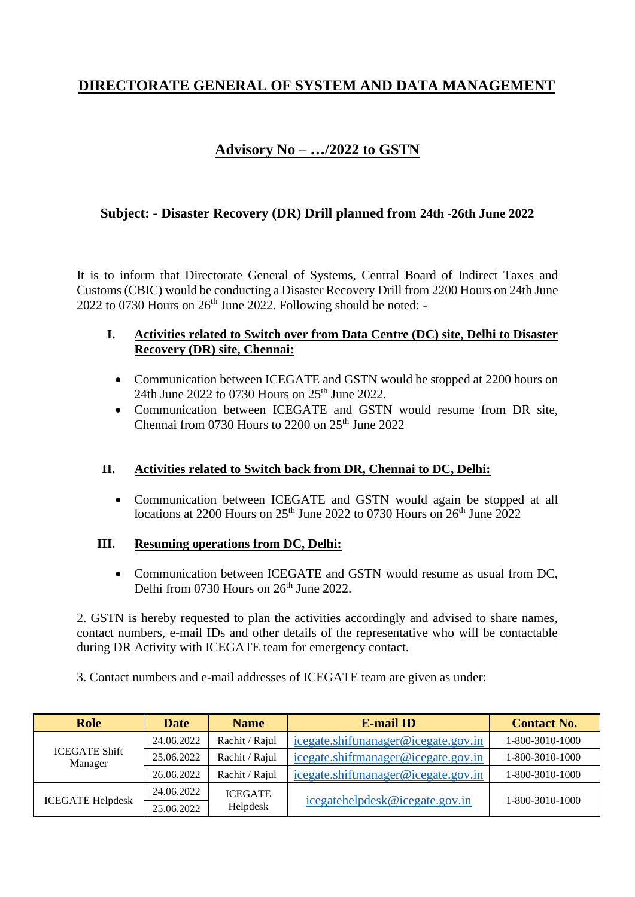# DIRECTORATE GENERAL OF SYSTEM AND DATA MANAGEMENT

## Advisory No – …/2022 to GSTN

### Subject: - Disaster Recovery (DR) Drill planned from 24th -26th June 2022

It is to inform that Directorate General of Systems, Central Board of Indirect Taxes and Customs (CBIC) would be conducting a Disaster Recovery Drill from 2200 Hours on 24th June 2022 to 0730 Hours on 26th June 2022. Following should be noted: -

**I. Activities related to Switch over from Data Centre (DC) site, Delhi to Disaster Recovery (DR) site, Chennai:**

- Communication between ICEGATE and GSTN would be stopped at 2200 hours on 24th June 2022 to 0730 Hours on 25th June 2022.
- Communication between ICEGATE and GSTN would resume from DR site, Chennai from 0730 Hours to 2200 on 25th June 2022

**II. Activities related to Switch back from DR, Chennai to DC, Delhi:**

- Communication between ICEGATE and GSTN would again be stopped at all locations at 2200 Hours on 25th June 2022 to 0730 Hours on 26th June 2022

**III. Resuming operations from DC, Delhi:**

- Communication between ICEGATE and GSTN would resume as usual from DC, Delhi from 0730 Hours on 26th June 2022.

2. GSTN is hereby requested to plan the activities accordingly and advised to share names, contact numbers, e-mail IDs and other details of the representative who will be contactable during DR Activity with ICEGATE team for emergency contact.

3. Contact numbers and e-mail addresses of ICEGATE team are given as under:

| Role | Date | Name | E-mail ID | Contact No. |
|---|---|---|---|---|
| ICEGATE Shift Manager | 24.06.2022 | Rachit / Rajul | icegate.shiftmanager@icegate.gov.in | 1-800-3010-1000 |
| | 25.06.2022 | Rachit / Rajul | icegate.shiftmanager@icegate.gov.in | 1-800-3010-1000 |
| | 26.06.2022 | Rachit / Rajul | icegate.shiftmanager@icegate.gov.in | 1-800-3010-1000 |
| ICEGATE Helpdesk | 24.06.2022 | ICEGATE Helpdesk | icegatehelpdesk@icegate.gov.in | 1-800-3010-1000 |
| | 25.06.2022 | | | |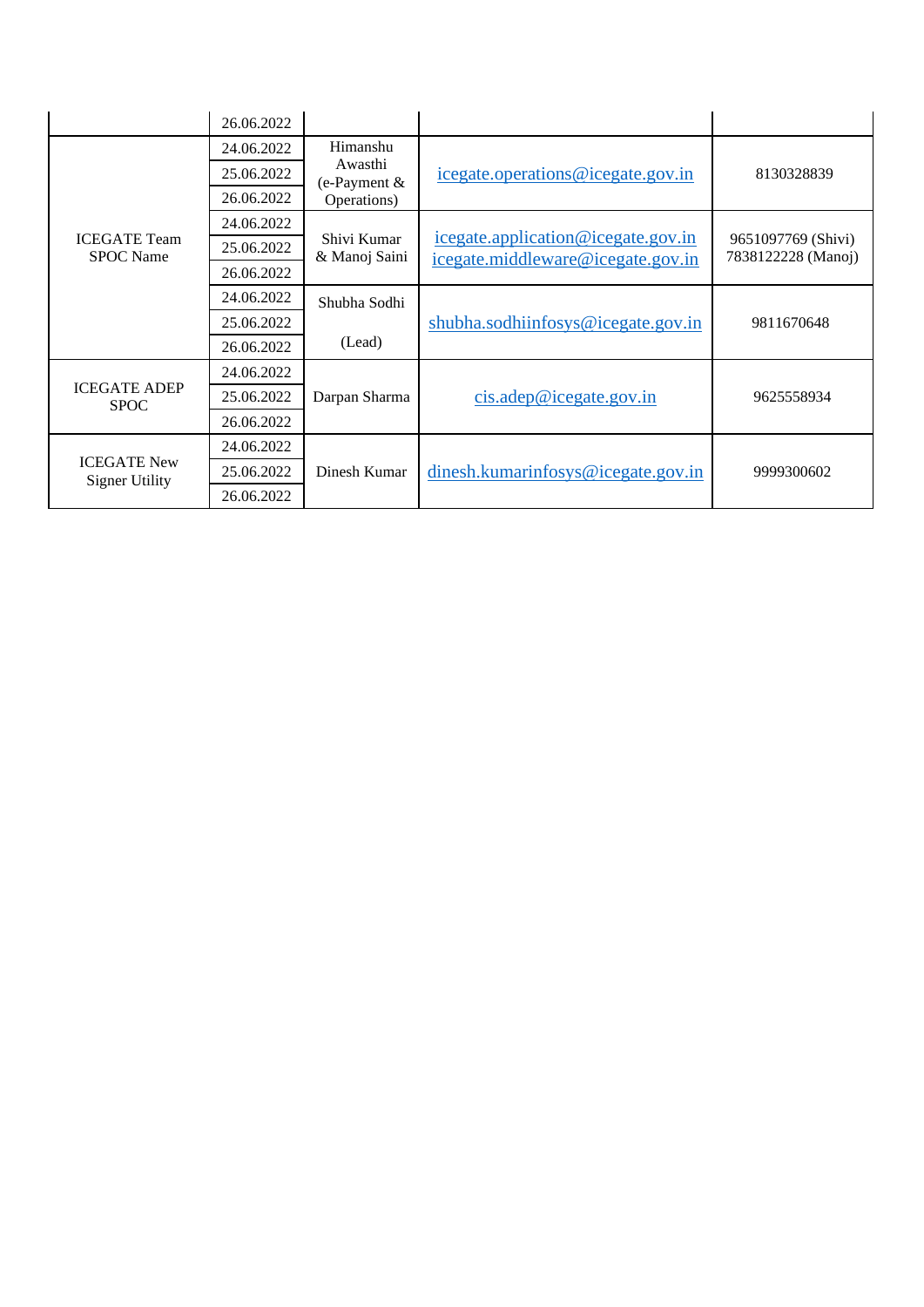| | | | | |
|---|---|---|---|---|
| | 26.06.2022 | | | |
| ICEGATE Team SPOC Name | 24.06.2022 | Himanshu Awasthi (e-Payment & Operations) | icegate.operations@icegate.gov.in | 8130328839 |
| | 25.06.2022 | | | |
| | 26.06.2022 | | | |
| | 24.06.2022 | Shivi Kumar & Manoj Saini | icegate.application@icegate.gov.in icegate.middleware@icegate.gov.in | 9651097769 (Shivi) 7838122228 (Manoj) |
| | 25.06.2022 | | | |
| | 26.06.2022 | | | |
| | 24.06.2022 | Shubha Sodhi (Lead) | shubha.sodhiinfosys@icegate.gov.in | 9811670648 |
| | 25.06.2022 | | | |
| | 26.06.2022 | | | |
| ICEGATE ADEP SPOC | 24.06.2022 | Darpan Sharma | cis.adep@icegate.gov.in | 9625558934 |
| | 25.06.2022 | | | |
| | 26.06.2022 | | | |
| ICEGATE New Signer Utility | 24.06.2022 | Dinesh Kumar | dinesh.kumarinfosys@icegate.gov.in | 9999300602 |
| | 25.06.2022 | | | |
| | 26.06.2022 | | | |